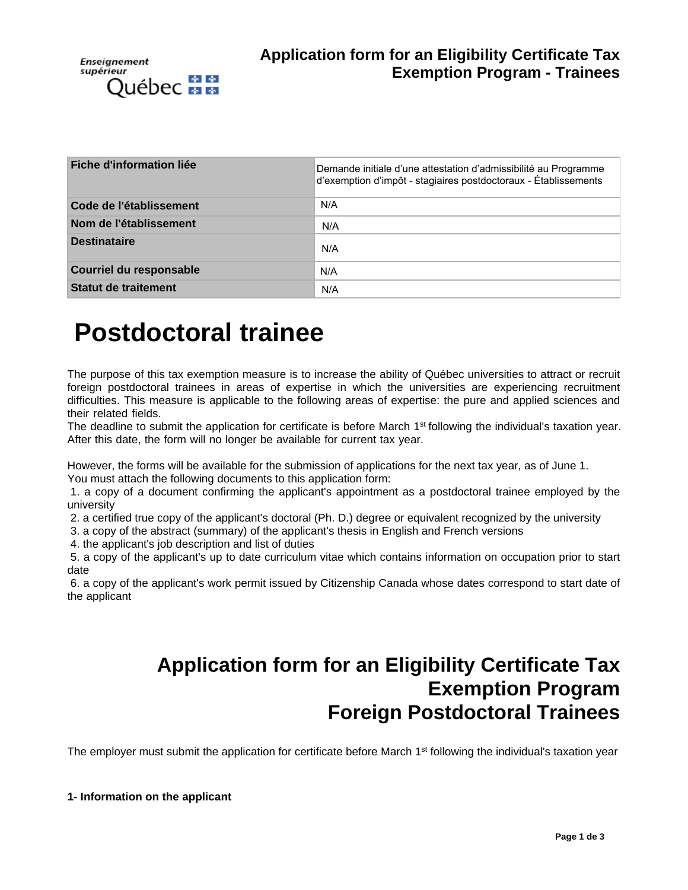Enseignement supérieur Québec

# Application form for an Eligibility Certificate Tax Exemption Program - Trainees

| Fiche d'information liée | Demande initiale d'une attestation d'admissibilité au Programme d'exemption d'impôt - stagiaires postdoctoraux - Établissements |
|---|---|
| Code de l'établissement | N/A |
| Nom de l'établissement | N/A |
| Destinataire | N/A |
| Courriel du responsable | N/A |
| Statut de traitement | N/A |

# Postdoctoral trainee

The purpose of this tax exemption measure is to increase the ability of Québec universities to attract or recruit foreign postdoctoral trainees in areas of expertise in which the universities are experiencing recruitment difficulties. This measure is applicable to the following areas of expertise: the pure and applied sciences and their related fields.
The deadline to submit the application for certificate is before March 1st following the individual's taxation year. After this date, the form will no longer be available for current tax year.

However, the forms will be available for the submission of applications for the next tax year, as of June 1.
You must attach the following documents to this application form:

1. a copy of a document confirming the applicant's appointment as a postdoctoral trainee employed by the university
2. a certified true copy of the applicant's doctoral (Ph. D.) degree or equivalent recognized by the university
3. a copy of the abstract (summary) of the applicant's thesis in English and French versions
4. the applicant's job description and list of duties
5. a copy of the applicant's up to date curriculum vitae which contains information on occupation prior to start date
6. a copy of the applicant's work permit issued by Citizenship Canada whose dates correspond to start date of the applicant

# Application form for an Eligibility Certificate Tax Exemption Program Foreign Postdoctoral Trainees

The employer must submit the application for certificate before March 1st following the individual's taxation year

**1- Information on the applicant**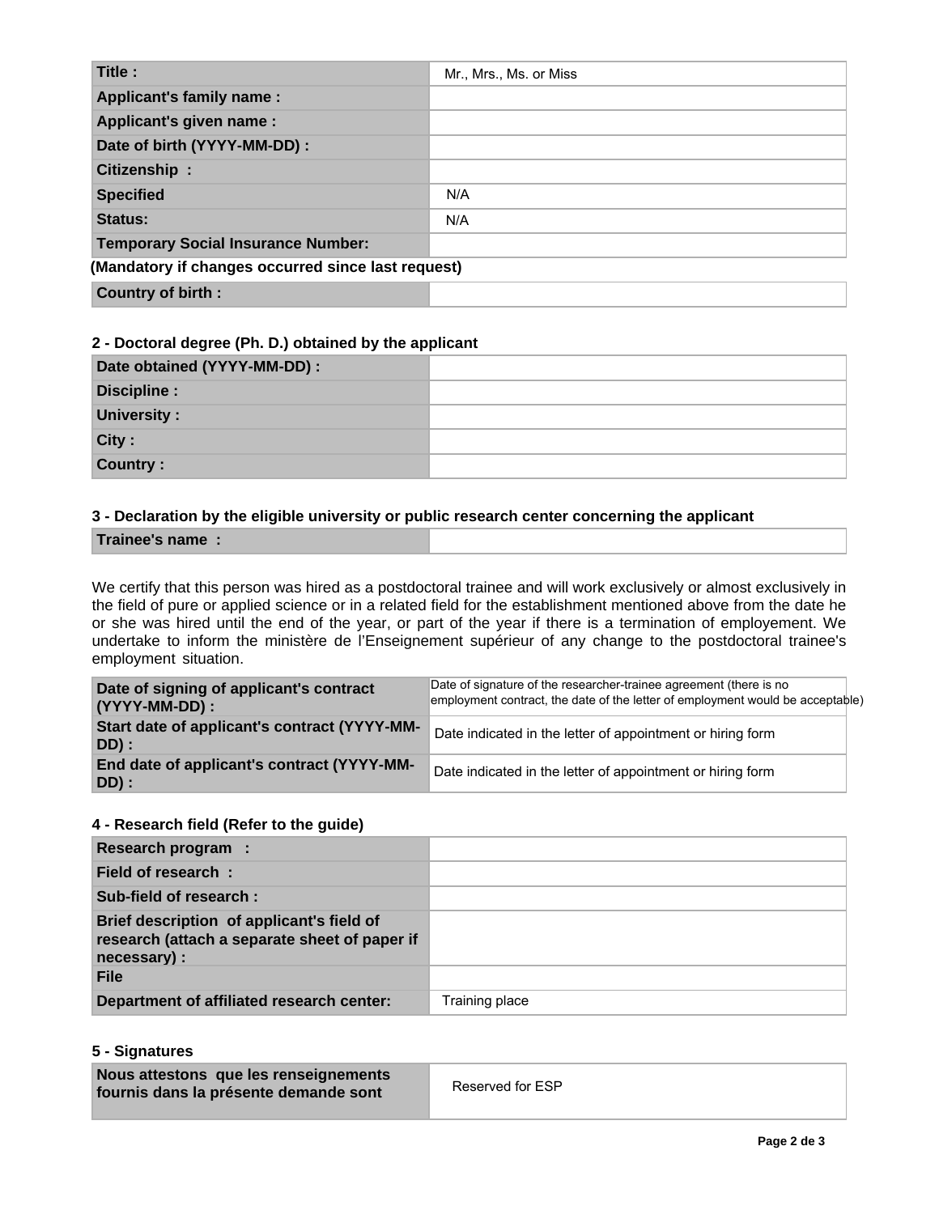| Title : | Mr., Mrs., Ms. or Miss |
| --- | --- |
| Applicant's family name : | |
| Applicant's given name : | |
| Date of birth (YYYY-MM-DD) : | |
| Citizenship : | |
| Specified | N/A |
| Status: | N/A |
| Temporary Social Insurance Number: | |

**(Mandatory if changes occurred since last request)**

| Country of birth : | |
| --- | --- |

### 2 - Doctoral degree (Ph. D.) obtained by the applicant

| Date obtained (YYYY-MM-DD) : | |
| --- | --- |
| Discipline : | |
| University : | |
| City : | |
| Country : | |

### 3 - Declaration by the eligible university or public research center concerning the applicant

| Trainee's name : | |
| --- | --- |

We certify that this person was hired as a postdoctoral trainee and will work exclusively or almost exclusively in the field of pure or applied science or in a related field for the establishment mentioned above from the date he or she was hired until the end of the year, or part of the year if there is a termination of employement. We undertake to inform the ministère de l'Enseignement supérieur of any change to the postdoctoral trainee's employment situation.

| Date of signing of applicant's contract (YYYY-MM-DD) : | Date of signature of the researcher-trainee agreement (there is no employment contract, the date of the letter of employment would be acceptable) |
| --- | --- |
| Start date of applicant's contract (YYYY-MM-DD) : | Date indicated in the letter of appointment or hiring form |
| End date of applicant's contract (YYYY-MM-DD) : | Date indicated in the letter of appointment or hiring form |

### 4 - Research field (Refer to the guide)

| Research program : | |
| --- | --- |
| Field of research : | |
| Sub-field of research : | |
| Brief description of applicant's field of research (attach a separate sheet of paper if necessary) : | |
| File | |
| Department of affiliated research center: | Training place |

### 5 - Signatures

| Nous attestons que les renseignements fournis dans la présente demande sont | Reserved for ESP |
| --- | --- |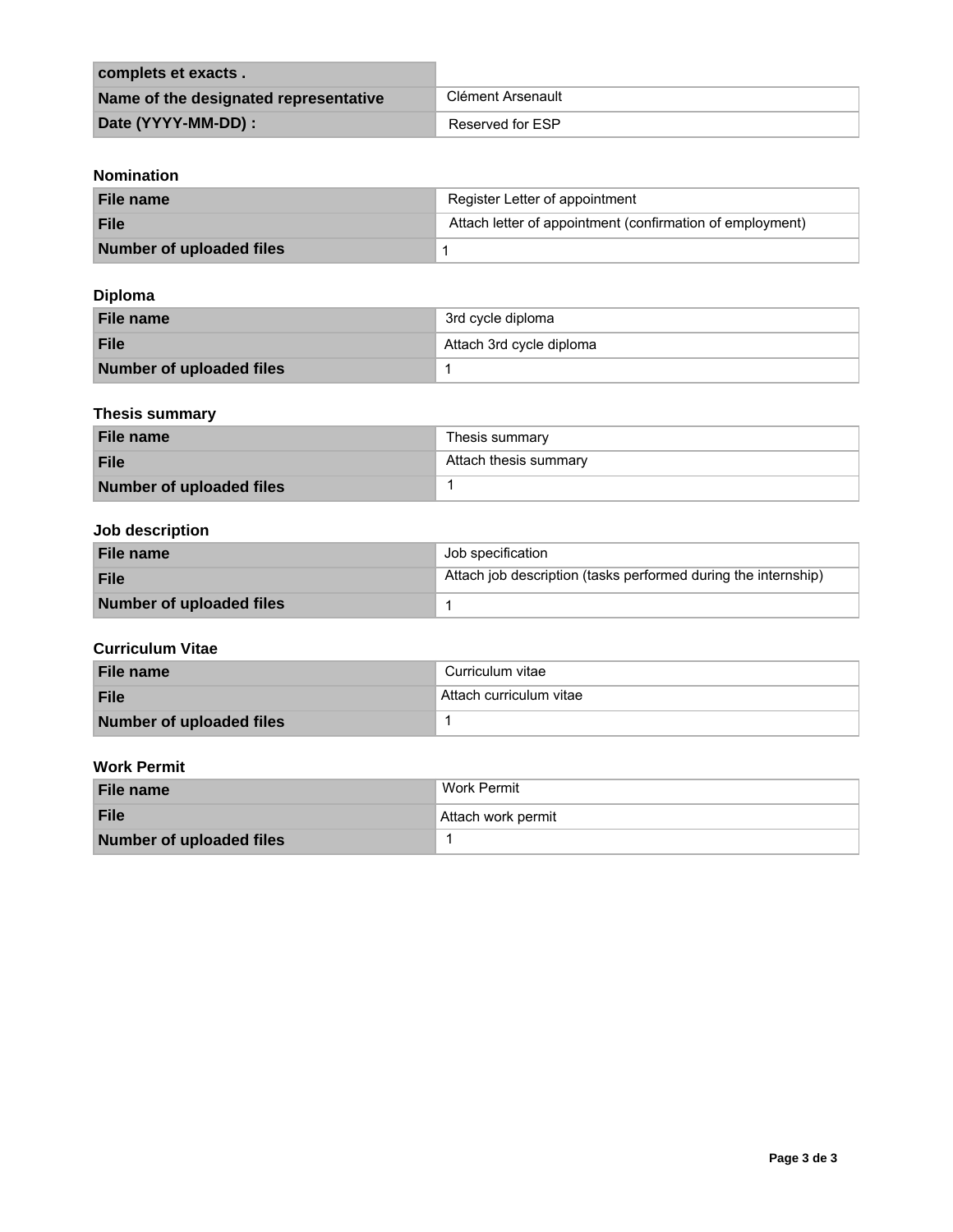| | |
|---|---|
| **complets et exacts .** | |
| **Name of the designated representative** | Clément Arsenault |
| **Date (YYYY-MM-DD) :** | Reserved for ESP |

### Nomination

| | |
|---|---|
| **File name** | Register Letter of appointment |
| **File** | Attach letter of appointment (confirmation of employment) |
| **Number of uploaded files** | 1 |

### Diploma

| | |
|---|---|
| **File name** | 3rd cycle diploma |
| **File** | Attach 3rd cycle diploma |
| **Number of uploaded files** | 1 |

### Thesis summary

| | |
|---|---|
| **File name** | Thesis summary |
| **File** | Attach thesis summary |
| **Number of uploaded files** | 1 |

### Job description

| | |
|---|---|
| **File name** | Job specification |
| **File** | Attach job description (tasks performed during the internship) |
| **Number of uploaded files** | 1 |

### Curriculum Vitae

| | |
|---|---|
| **File name** | Curriculum vitae |
| **File** | Attach curriculum vitae |
| **Number of uploaded files** | 1 |

### Work Permit

| | |
|---|---|
| **File name** | Work Permit |
| **File** | Attach work permit |
| **Number of uploaded files** | 1 |